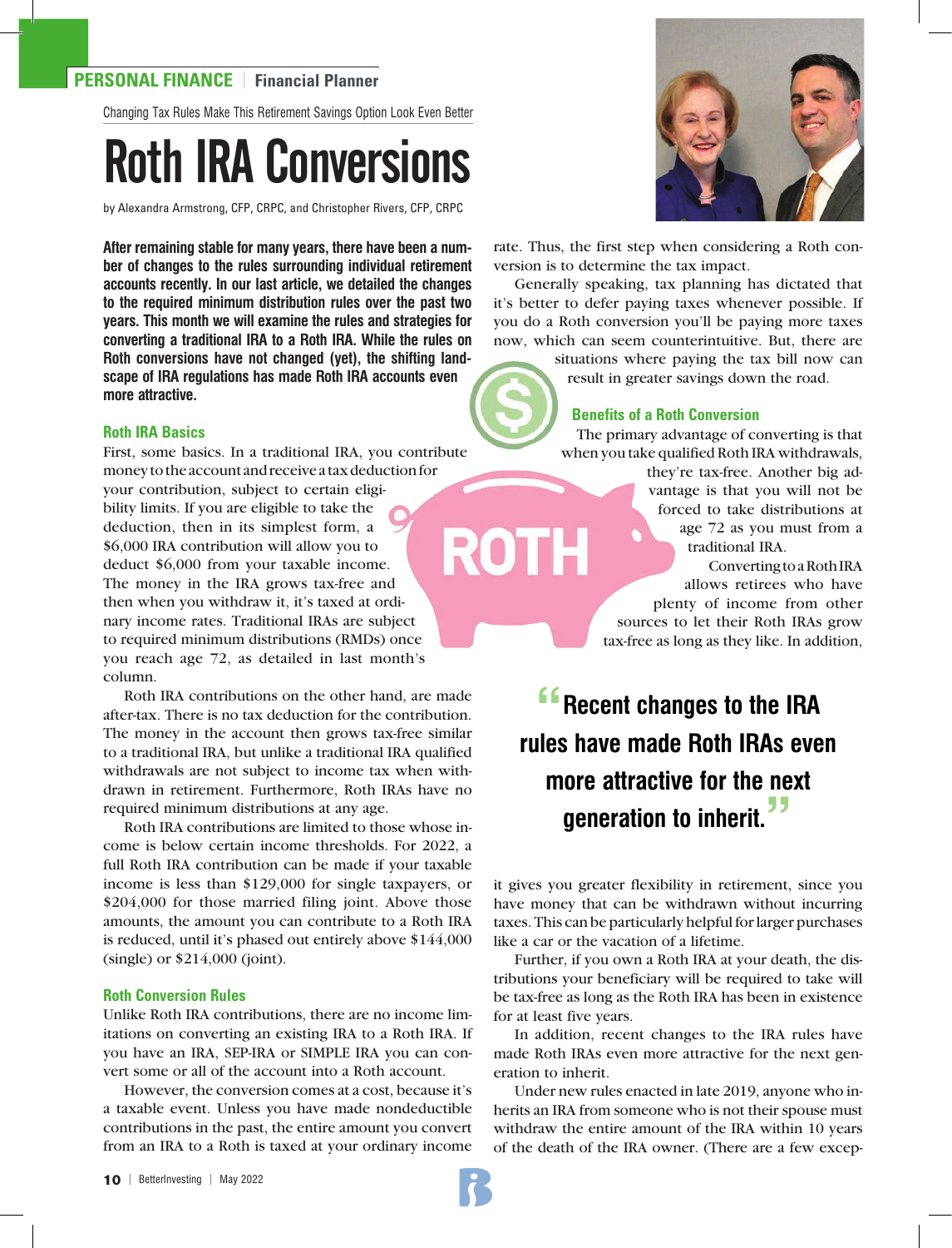PERSONAL FINANCE | Financial Planner

Changing Tax Rules Make This Retirement Savings Option Look Even Better

# Roth IRA Conversions

by Alexandra Armstrong, CFP, CRPC, and Christopher Rivers, CFP, CRPC

**After remaining stable for many years, there have been a number of changes to the rules surrounding individual retirement accounts recently. In our last article, we detailed the changes to the required minimum distribution rules over the past two years. This month we will examine the rules and strategies for converting a traditional IRA to a Roth IRA. While the rules on Roth conversions have not changed (yet), the shifting landscape of IRA regulations has made Roth IRA accounts even more attractive.**

### Roth IRA Basics

First, some basics. In a traditional IRA, you contribute money to the account and receive a tax deduction for your contribution, subject to certain eligibility limits. If you are eligible to take the deduction, then in its simplest form, a $6,000 IRA contribution will allow you to deduct $6,000 from your taxable income. The money in the IRA grows tax-free and then when you withdraw it, it's taxed at ordinary income rates. Traditional IRAs are subject to required minimum distributions (RMDs) once you reach age 72, as detailed in last month's column.

Roth IRA contributions on the other hand, are made after-tax. There is no tax deduction for the contribution. The money in the account then grows tax-free similar to a traditional IRA, but unlike a traditional IRA qualified withdrawals are not subject to income tax when withdrawn in retirement. Furthermore, Roth IRAs have no required minimum distributions at any age.

Roth IRA contributions are limited to those whose income is below certain income thresholds. For 2022, a full Roth IRA contribution can be made if your taxable income is less than $129,000 for single taxpayers, or $204,000 for those married filing joint. Above those amounts, the amount you can contribute to a Roth IRA is reduced, until it's phased out entirely above $144,000 (single) or $214,000 (joint).

### Roth Conversion Rules

Unlike Roth IRA contributions, there are no income limitations on converting an existing IRA to a Roth IRA. If you have an IRA, SEP-IRA or SIMPLE IRA you can convert some or all of the account into a Roth account.

However, the conversion comes at a cost, because it's a taxable event. Unless you have made nondeductible contributions in the past, the entire amount you convert from an IRA to a Roth is taxed at your ordinary income rate. Thus, the first step when considering a Roth conversion is to determine the tax impact.

Generally speaking, tax planning has dictated that it's better to defer paying taxes whenever possible. If you do a Roth conversion you'll be paying more taxes now, which can seem counterintuitive. But, there are situations where paying the tax bill now can result in greater savings down the road.

### Benefits of a Roth Conversion

The primary advantage of converting is that when you take qualified Roth IRA withdrawals, they're tax-free. Another big advantage is that you will not be forced to take distributions at age 72 as you must from a traditional IRA.

Converting to a Roth IRA allows retirees who have plenty of income from other sources to let their Roth IRAs grow tax-free as long as they like. In addition, it gives you greater flexibility in retirement, since you have money that can be withdrawn without incurring taxes. This can be particularly helpful for larger purchases like a car or the vacation of a lifetime.

> **"Recent changes to the IRA rules have made Roth IRAs even more attractive for the next generation to inherit."**

Further, if you own a Roth IRA at your death, the distributions your beneficiary will be required to take will be tax-free as long as the Roth IRA has been in existence for at least five years.

In addition, recent changes to the IRA rules have made Roth IRAs even more attractive for the next generation to inherit.

Under new rules enacted in late 2019, anyone who inherits an IRA from someone who is not their spouse must withdraw the entire amount of the IRA within 10 years of the death of the IRA owner. (There are a few excep-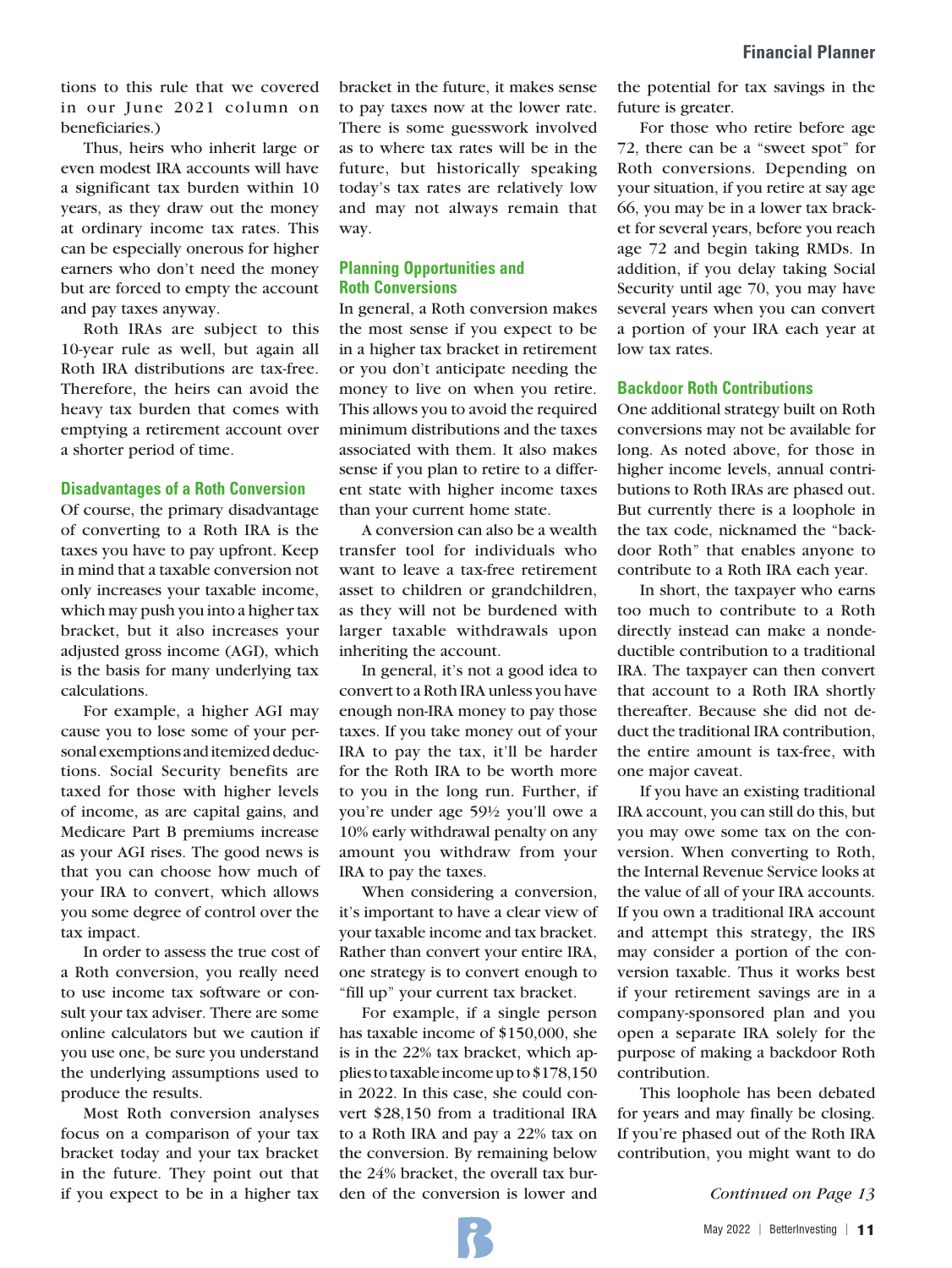tions to this rule that we covered in our June 2021 column on beneficiaries.)

Thus, heirs who inherit large or even modest IRA accounts will have a significant tax burden within 10 years, as they draw out the money at ordinary income tax rates. This can be especially onerous for higher earners who don't need the money but are forced to empty the account and pay taxes anyway.

Roth IRAs are subject to this 10-year rule as well, but again all Roth IRA distributions are tax-free. Therefore, the heirs can avoid the heavy tax burden that comes with emptying a retirement account over a shorter period of time.

### Disadvantages of a Roth Conversion

Of course, the primary disadvantage of converting to a Roth IRA is the taxes you have to pay upfront. Keep in mind that a taxable conversion not only increases your taxable income, which may push you into a higher tax bracket, but it also increases your adjusted gross income (AGI), which is the basis for many underlying tax calculations.

For example, a higher AGI may cause you to lose some of your personal exemptions and itemized deductions. Social Security benefits are taxed for those with higher levels of income, as are capital gains, and Medicare Part B premiums increase as your AGI rises. The good news is that you can choose how much of your IRA to convert, which allows you some degree of control over the tax impact.

In order to assess the true cost of a Roth conversion, you really need to use income tax software or consult your tax adviser. There are some online calculators but we caution if you use one, be sure you understand the underlying assumptions used to produce the results.

Most Roth conversion analyses focus on a comparison of your tax bracket today and your tax bracket in the future. They point out that if you expect to be in a higher tax bracket in the future, it makes sense to pay taxes now at the lower rate. There is some guesswork involved as to where tax rates will be in the future, but historically speaking today's tax rates are relatively low and may not always remain that way.

### Planning Opportunities and Roth Conversions

In general, a Roth conversion makes the most sense if you expect to be in a higher tax bracket in retirement or you don't anticipate needing the money to live on when you retire. This allows you to avoid the required minimum distributions and the taxes associated with them. It also makes sense if you plan to retire to a different state with higher income taxes than your current home state.

A conversion can also be a wealth transfer tool for individuals who want to leave a tax-free retirement asset to children or grandchildren, as they will not be burdened with larger taxable withdrawals upon inheriting the account.

In general, it's not a good idea to convert to a Roth IRA unless you have enough non-IRA money to pay those taxes. If you take money out of your IRA to pay the tax, it'll be harder for the Roth IRA to be worth more to you in the long run. Further, if you're under age 59½ you'll owe a 10% early withdrawal penalty on any amount you withdraw from your IRA to pay the taxes.

When considering a conversion, it's important to have a clear view of your taxable income and tax bracket. Rather than convert your entire IRA, one strategy is to convert enough to "fill up" your current tax bracket.

For example, if a single person has taxable income of $150,000, she is in the 22% tax bracket, which applies to taxable income up to $178,150 in 2022. In this case, she could convert $28,150 from a traditional IRA to a Roth IRA and pay a 22% tax on the conversion. By remaining below the 24% bracket, the overall tax burden of the conversion is lower and the potential for tax savings in the future is greater.

For those who retire before age 72, there can be a "sweet spot" for Roth conversions. Depending on your situation, if you retire at say age 66, you may be in a lower tax bracket for several years, before you reach age 72 and begin taking RMDs. In addition, if you delay taking Social Security until age 70, you may have several years when you can convert a portion of your IRA each year at low tax rates.

### Backdoor Roth Contributions

One additional strategy built on Roth conversions may not be available for long. As noted above, for those in higher income levels, annual contributions to Roth IRAs are phased out. But currently there is a loophole in the tax code, nicknamed the "backdoor Roth" that enables anyone to contribute to a Roth IRA each year.

In short, the taxpayer who earns too much to contribute to a Roth directly instead can make a nondeductible contribution to a traditional IRA. The taxpayer can then convert that account to a Roth IRA shortly thereafter. Because she did not deduct the traditional IRA contribution, the entire amount is tax-free, with one major caveat.

If you have an existing traditional IRA account, you can still do this, but you may owe some tax on the conversion. When converting to Roth, the Internal Revenue Service looks at the value of all of your IRA accounts. If you own a traditional IRA account and attempt this strategy, the IRS may consider a portion of the conversion taxable. Thus it works best if your retirement savings are in a company-sponsored plan and you open a separate IRA solely for the purpose of making a backdoor Roth contribution.

This loophole has been debated for years and may finally be closing. If you're phased out of the Roth IRA contribution, you might want to do

*Continued on Page 13*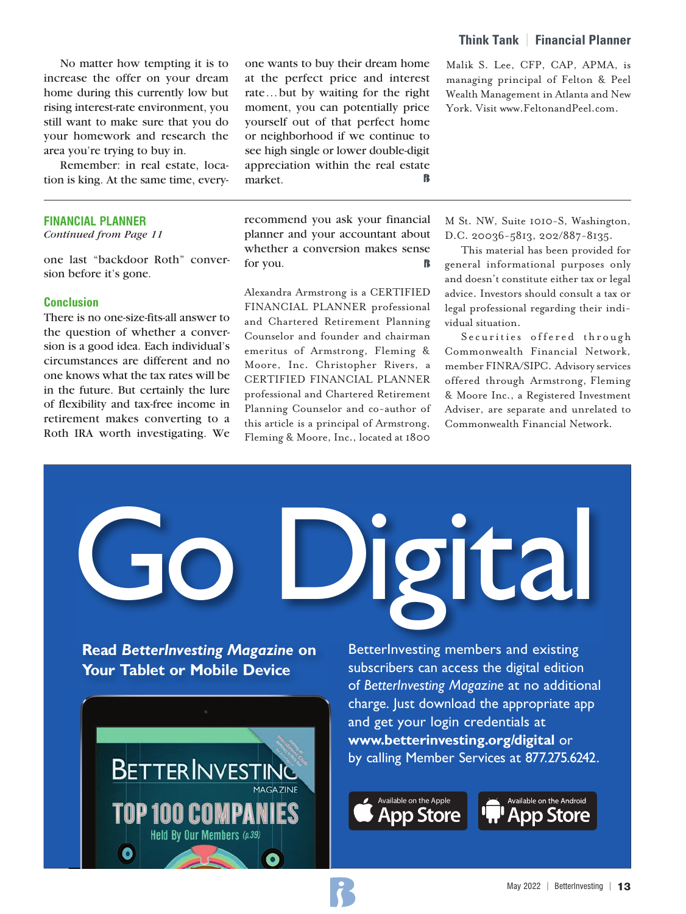No matter how tempting it is to increase the offer on your dream home during this currently low but rising interest-rate environment, you still want to make sure that you do your homework and research the area you're trying to buy in.

Remember: in real estate, location is king. At the same time, everyone wants to buy their dream home at the perfect price and interest rate…but by waiting for the right moment, you can potentially price yourself out of that perfect home or neighborhood if we continue to see high single or lower double-digit appreciation within the real estate market.

Malik S. Lee, CFP, CAP, APMA, is managing principal of Felton & Peel Wealth Management in Atlanta and New York. Visit www.FeltonandPeel.com.

---

## FINANCIAL PLANNER

*Continued from Page 11*

one last "backdoor Roth" conversion before it's gone.

### Conclusion

There is no one-size-fits-all answer to the question of whether a conversion is a good idea. Each individual's circumstances are different and no one knows what the tax rates will be in the future. But certainly the lure of flexibility and tax-free income in retirement makes converting to a Roth IRA worth investigating. We recommend you ask your financial planner and your accountant about whether a conversion makes sense for you.

Alexandra Armstrong is a CERTIFIED FINANCIAL PLANNER professional and Chartered Retirement Planning Counselor and founder and chairman emeritus of Armstrong, Fleming & Moore, Inc. Christopher Rivers, a CERTIFIED FINANCIAL PLANNER professional and Chartered Retirement Planning Counselor and co-author of this article is a principal of Armstrong, Fleming & Moore, Inc., located at 1800 M St. NW, Suite 1010-S, Washington, D.C. 20036-5813, 202/887-8135.

This material has been provided for general informational purposes only and doesn't constitute either tax or legal advice. Investors should consult a tax or legal professional regarding their individual situation.

Securities offered through Commonwealth Financial Network, member FINRA/SIPC. Advisory services offered through Armstrong, Fleming & Moore Inc., a Registered Investment Adviser, are separate and unrelated to Commonwealth Financial Network.

---

# Go Digital

**Read *BetterInvesting Magazine* on Your Tablet or Mobile Device**

BetterInvesting members and existing subscribers can access the digital edition of *BetterInvesting Magazine* at no additional charge. Just download the appropriate app and get your login credentials at **www.betterinvesting.org/digital** or by calling Member Services at 877.275.6242.

Available on the Apple App Store

Available on the Android App Store